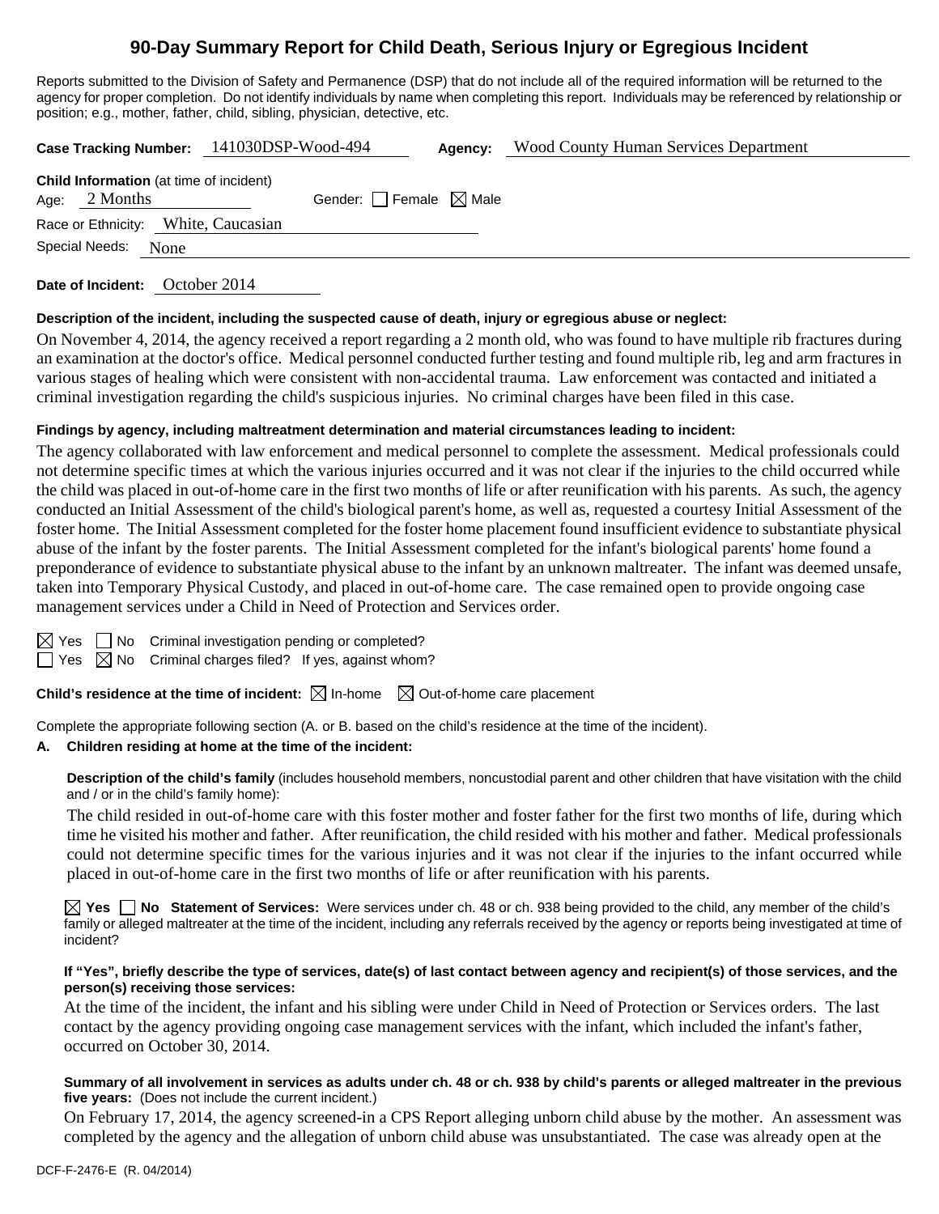# 90-Day Summary Report for Child Death, Serious Injury or Egregious Incident

Reports submitted to the Division of Safety and Permanence (DSP) that do not include all of the required information will be returned to the agency for proper completion. Do not identify individuals by name when completing this report. Individuals may be referenced by relationship or position; e.g., mother, father, child, sibling, physician, detective, etc.

**Case Tracking Number:** 141030DSP-Wood-494 **Agency:** Wood County Human Services Department

**Child Information** (at time of incident)

Age: 2 Months Gender: ☐ Female ☒ Male

Race or Ethnicity: White, Caucasian

Special Needs: None

**Date of Incident:** October 2014

**Description of the incident, including the suspected cause of death, injury or egregious abuse or neglect:**

On November 4, 2014, the agency received a report regarding a 2 month old, who was found to have multiple rib fractures during an examination at the doctor's office. Medical personnel conducted further testing and found multiple rib, leg and arm fractures in various stages of healing which were consistent with non-accidental trauma. Law enforcement was contacted and initiated a criminal investigation regarding the child's suspicious injuries. No criminal charges have been filed in this case.

**Findings by agency, including maltreatment determination and material circumstances leading to incident:**

The agency collaborated with law enforcement and medical personnel to complete the assessment. Medical professionals could not determine specific times at which the various injuries occurred and it was not clear if the injuries to the child occurred while the child was placed in out-of-home care in the first two months of life or after reunification with his parents. As such, the agency conducted an Initial Assessment of the child's biological parent's home, as well as, requested a courtesy Initial Assessment of the foster home. The Initial Assessment completed for the foster home placement found insufficient evidence to substantiate physical abuse of the infant by the foster parents. The Initial Assessment completed for the infant's biological parents' home found a preponderance of evidence to substantiate physical abuse to the infant by an unknown maltreater. The infant was deemed unsafe, taken into Temporary Physical Custody, and placed in out-of-home care. The case remained open to provide ongoing case management services under a Child in Need of Protection and Services order.

☒ Yes ☐ No Criminal investigation pending or completed?

☐ Yes ☒ No Criminal charges filed? If yes, against whom?

**Child's residence at the time of incident:** ☒ In-home ☒ Out-of-home care placement

Complete the appropriate following section (A. or B. based on the child's residence at the time of the incident).

**A. Children residing at home at the time of the incident:**

**Description of the child's family** (includes household members, noncustodial parent and other children that have visitation with the child and / or in the child's family home):

The child resided in out-of-home care with this foster mother and foster father for the first two months of life, during which time he visited his mother and father. After reunification, the child resided with his mother and father. Medical professionals could not determine specific times for the various injuries and it was not clear if the injuries to the infant occurred while placed in out-of-home care in the first two months of life or after reunification with his parents.

☒ **Yes** ☐ **No Statement of Services:** Were services under ch. 48 or ch. 938 being provided to the child, any member of the child's family or alleged maltreater at the time of the incident, including any referrals received by the agency or reports being investigated at time of incident?

**If "Yes", briefly describe the type of services, date(s) of last contact between agency and recipient(s) of those services, and the person(s) receiving those services:**

At the time of the incident, the infant and his sibling were under Child in Need of Protection or Services orders. The last contact by the agency providing ongoing case management services with the infant, which included the infant's father, occurred on October 30, 2014.

**Summary of all involvement in services as adults under ch. 48 or ch. 938 by child's parents or alleged maltreater in the previous five years:** (Does not include the current incident.)

On February 17, 2014, the agency screened-in a CPS Report alleging unborn child abuse by the mother. An assessment was completed by the agency and the allegation of unborn child abuse was unsubstantiated. The case was already open at the

DCF-F-2476-E (R. 04/2014)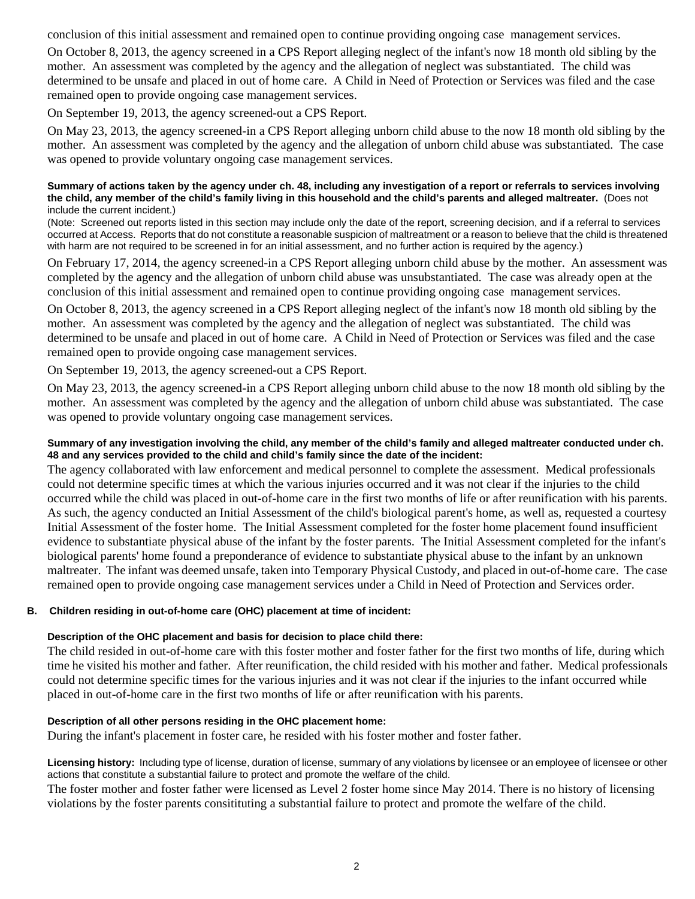conclusion of this initial assessment and remained open to continue providing ongoing case management services.

On October 8, 2013, the agency screened in a CPS Report alleging neglect of the infant's now 18 month old sibling by the mother. An assessment was completed by the agency and the allegation of neglect was substantiated. The child was determined to be unsafe and placed in out of home care. A Child in Need of Protection or Services was filed and the case remained open to provide ongoing case management services.

On September 19, 2013, the agency screened-out a CPS Report.

On May 23, 2013, the agency screened-in a CPS Report alleging unborn child abuse to the now 18 month old sibling by the mother. An assessment was completed by the agency and the allegation of unborn child abuse was substantiated. The case was opened to provide voluntary ongoing case management services.

**Summary of actions taken by the agency under ch. 48, including any investigation of a report or referrals to services involving the child, any member of the child's family living in this household and the child's parents and alleged maltreater.** (Does not include the current incident.)

(Note: Screened out reports listed in this section may include only the date of the report, screening decision, and if a referral to services occurred at Access. Reports that do not constitute a reasonable suspicion of maltreatment or a reason to believe that the child is threatened with harm are not required to be screened in for an initial assessment, and no further action is required by the agency.)

On February 17, 2014, the agency screened-in a CPS Report alleging unborn child abuse by the mother. An assessment was completed by the agency and the allegation of unborn child abuse was unsubstantiated. The case was already open at the conclusion of this initial assessment and remained open to continue providing ongoing case management services.

On October 8, 2013, the agency screened in a CPS Report alleging neglect of the infant's now 18 month old sibling by the mother. An assessment was completed by the agency and the allegation of neglect was substantiated. The child was determined to be unsafe and placed in out of home care. A Child in Need of Protection or Services was filed and the case remained open to provide ongoing case management services.

On September 19, 2013, the agency screened-out a CPS Report.

On May 23, 2013, the agency screened-in a CPS Report alleging unborn child abuse to the now 18 month old sibling by the mother. An assessment was completed by the agency and the allegation of unborn child abuse was substantiated. The case was opened to provide voluntary ongoing case management services.

**Summary of any investigation involving the child, any member of the child's family and alleged maltreater conducted under ch. 48 and any services provided to the child and child's family since the date of the incident:**

The agency collaborated with law enforcement and medical personnel to complete the assessment. Medical professionals could not determine specific times at which the various injuries occurred and it was not clear if the injuries to the child occurred while the child was placed in out-of-home care in the first two months of life or after reunification with his parents. As such, the agency conducted an Initial Assessment of the child's biological parent's home, as well as, requested a courtesy Initial Assessment of the foster home. The Initial Assessment completed for the foster home placement found insufficient evidence to substantiate physical abuse of the infant by the foster parents. The Initial Assessment completed for the infant's biological parents' home found a preponderance of evidence to substantiate physical abuse to the infant by an unknown maltreater. The infant was deemed unsafe, taken into Temporary Physical Custody, and placed in out-of-home care. The case remained open to provide ongoing case management services under a Child in Need of Protection and Services order.

**B. Children residing in out-of-home care (OHC) placement at time of incident:**

**Description of the OHC placement and basis for decision to place child there:**

The child resided in out-of-home care with this foster mother and foster father for the first two months of life, during which time he visited his mother and father. After reunification, the child resided with his mother and father. Medical professionals could not determine specific times for the various injuries and it was not clear if the injuries to the infant occurred while placed in out-of-home care in the first two months of life or after reunification with his parents.

**Description of all other persons residing in the OHC placement home:**

During the infant's placement in foster care, he resided with his foster mother and foster father.

**Licensing history:** Including type of license, duration of license, summary of any violations by licensee or an employee of licensee or other actions that constitute a substantial failure to protect and promote the welfare of the child.

The foster mother and foster father were licensed as Level 2 foster home since May 2014. There is no history of licensing violations by the foster parents consitituting a substantial failure to protect and promote the welfare of the child.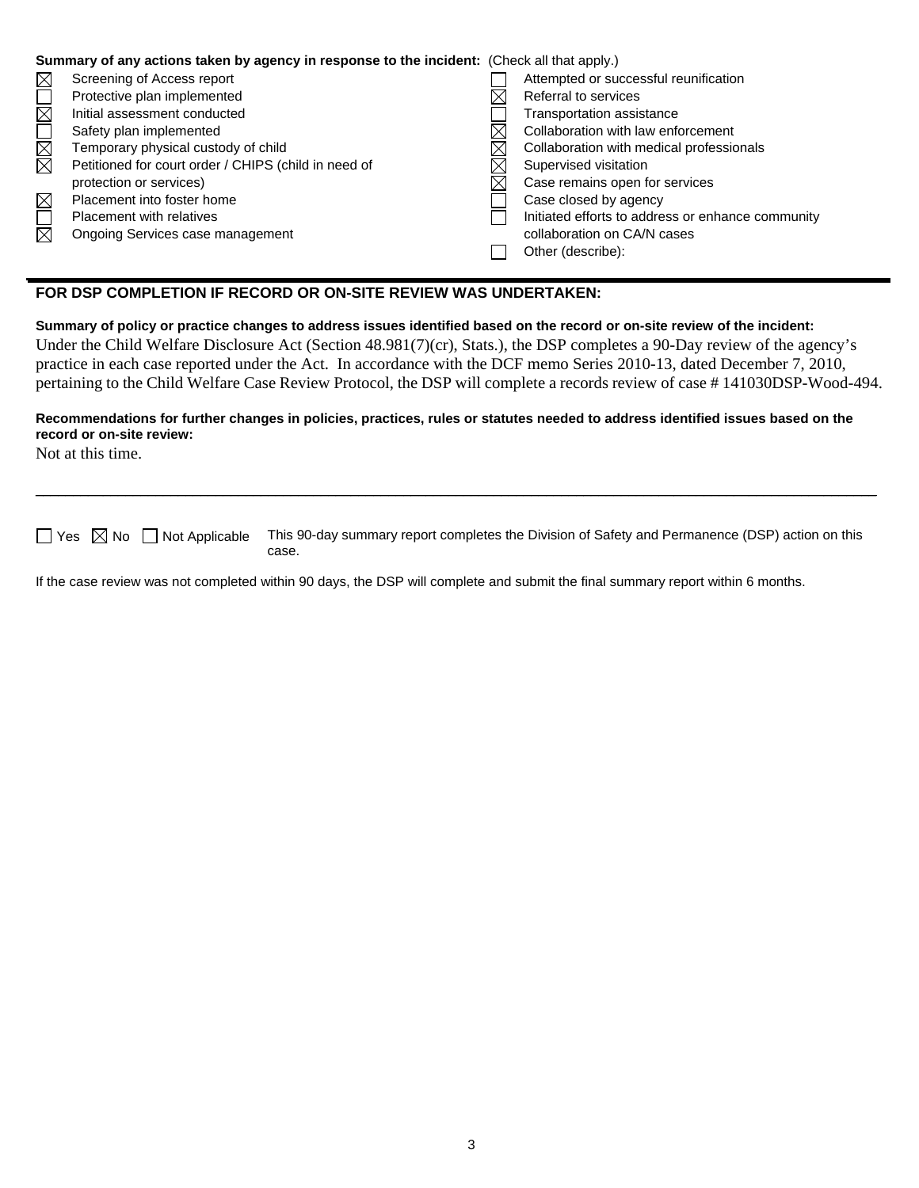**Summary of any actions taken by agency in response to the incident:** (Check all that apply.)

- ☒ Screening of Access report
- ☐ Protective plan implemented
- ☒ Initial assessment conducted
- ☐ Safety plan implemented
- ☒ Temporary physical custody of child
- ☒ Petitioned for court order / CHIPS (child in need of protection or services)
- ☒ Placement into foster home
- ☐ Placement with relatives
- ☒ Ongoing Services case management
- ☐ Attempted or successful reunification
- ☒ Referral to services
- ☐ Transportation assistance
- ☒ Collaboration with law enforcement
- ☒ Collaboration with medical professionals
- ☒ Supervised visitation
- ☒ Case remains open for services
- ☐ Case closed by agency
- ☐ Initiated efforts to address or enhance community collaboration on CA/N cases
- ☐ Other (describe):

---

**FOR DSP COMPLETION IF RECORD OR ON-SITE REVIEW WAS UNDERTAKEN:**

**Summary of policy or practice changes to address issues identified based on the record or on-site review of the incident:**

Under the Child Welfare Disclosure Act (Section 48.981(7)(cr), Stats.), the DSP completes a 90-Day review of the agency's practice in each case reported under the Act. In accordance with the DCF memo Series 2010-13, dated December 7, 2010, pertaining to the Child Welfare Case Review Protocol, the DSP will complete a records review of case # 141030DSP-Wood-494.

**Recommendations for further changes in policies, practices, rules or statutes needed to address identified issues based on the record or on-site review:**

Not at this time.

---

☐ Yes ☒ No ☐ Not Applicable — This 90-day summary report completes the Division of Safety and Permanence (DSP) action on this case.

If the case review was not completed within 90 days, the DSP will complete and submit the final summary report within 6 months.